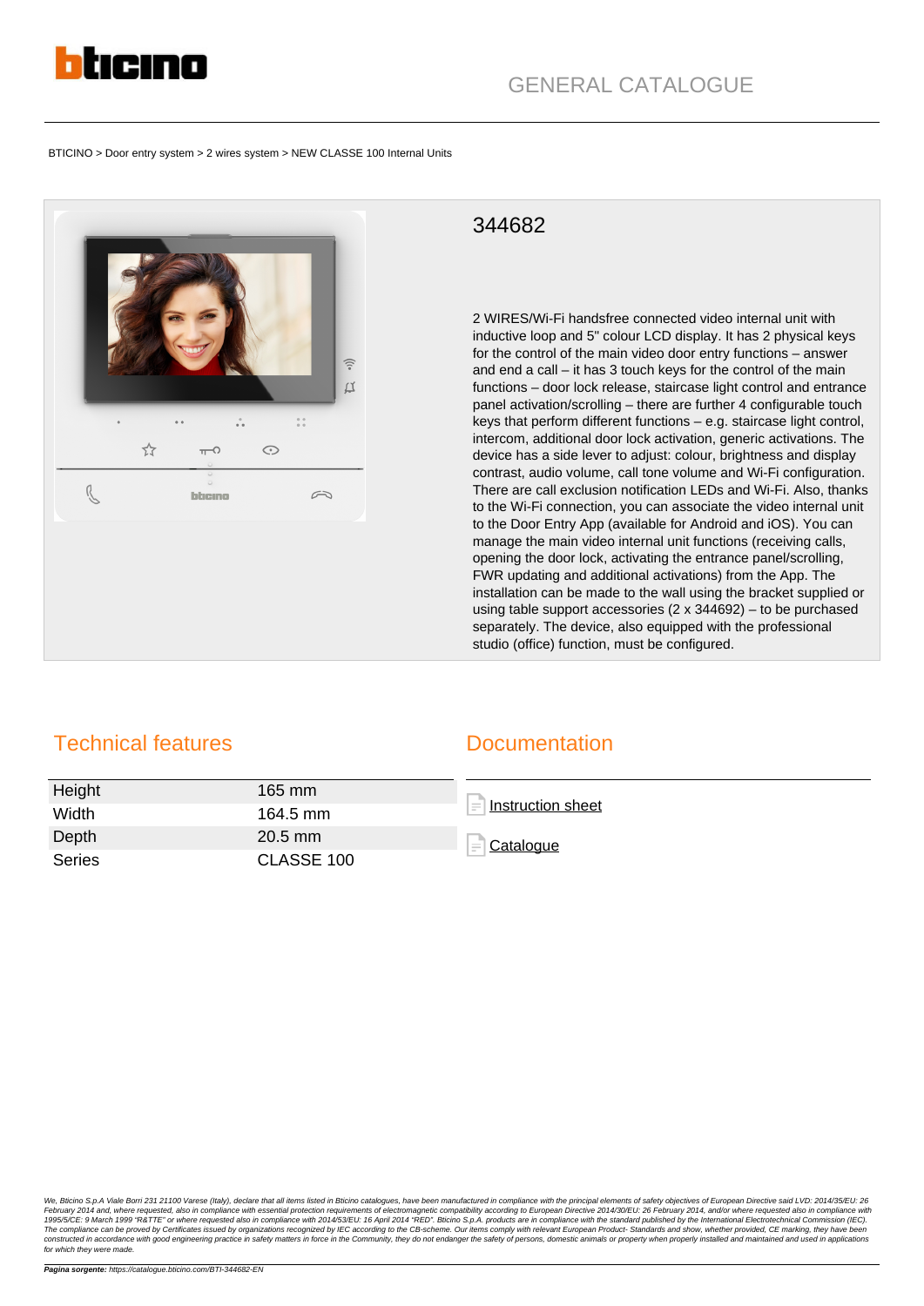GENERAL CATALOGUE

BTICINO > Door entry system > 2 wires system > NEW CLASSE 100 Internal Units

# 344682

2 WIRES/Wi-Fi handsfree connected video internal unit with inductive loop and 5" colour LCD display. It has 2 physical keys for the control of the main video door entry functions – answer and end a call – it has 3 touch keys for the control of the main functions – door lock release, staircase light control and entrance panel activation/scrolling – there are further 4 configurable touch keys that perform different functions – e.g. staircase light control, intercom, additional door lock activation, generic activations. The device has a side lever to adjust: colour, brightness and display contrast, audio volume, call tone volume and Wi-Fi configuration. There are call exclusion notification LEDs and Wi-Fi. Also, thanks to the Wi-Fi connection, you can associate the video internal unit to the Door Entry App (available for Android and iOS). You can manage the main video internal unit functions (receiving calls, opening the door lock, activating the entrance panel/scrolling, FWR updating and additional activations) from the App. The installation can be made to the wall using the bracket supplied or using table support accessories (2 x 344692) – to be purchased separately. The device, also equipped with the professional studio (office) function, must be configured.

## Technical features

| | |
|---|---|
| Height | 165 mm |
| Width | 164.5 mm |
| Depth | 20.5 mm |
| Series | CLASSE 100 |

## Documentation

- Instruction sheet
- Catalogue

*We, Bticino S.p.A Viale Borri 231 21100 Varese (Italy), declare that all items listed in Bticino catalogues, have been manufactured in compliance with the principal elements of safety objectives of European Directive said LVD: 2014/35/EU: 26 February 2014 and, where requested, also in compliance with essential protection requirements of electromagnetic compatibility according to European Directive 2014/30/EU: 26 February 2014, and/or where requested also in compliance with 1995/5/CE: 9 March 1999 "R&TTE" or where requested also in compliance with 2014/53/EU: 16 April 2014 "RED". Bticino S.p.A. products are in compliance with the standard published by the International Electrotechnical Commission (IEC). The compliance can be proved by Certificates issued by organizations recognized by IEC according to the CB-scheme. Our items comply with relevant European Product- Standards and show, whether provided, CE marking, they have been constructed in accordance with good engineering practice in safety matters in force in the Community, they do not endanger the safety of persons, domestic animals or property when properly installed and maintained and used in applications for which they were made.*

**Pagina sorgente:** https://catalogue.bticino.com/BTI-344682-EN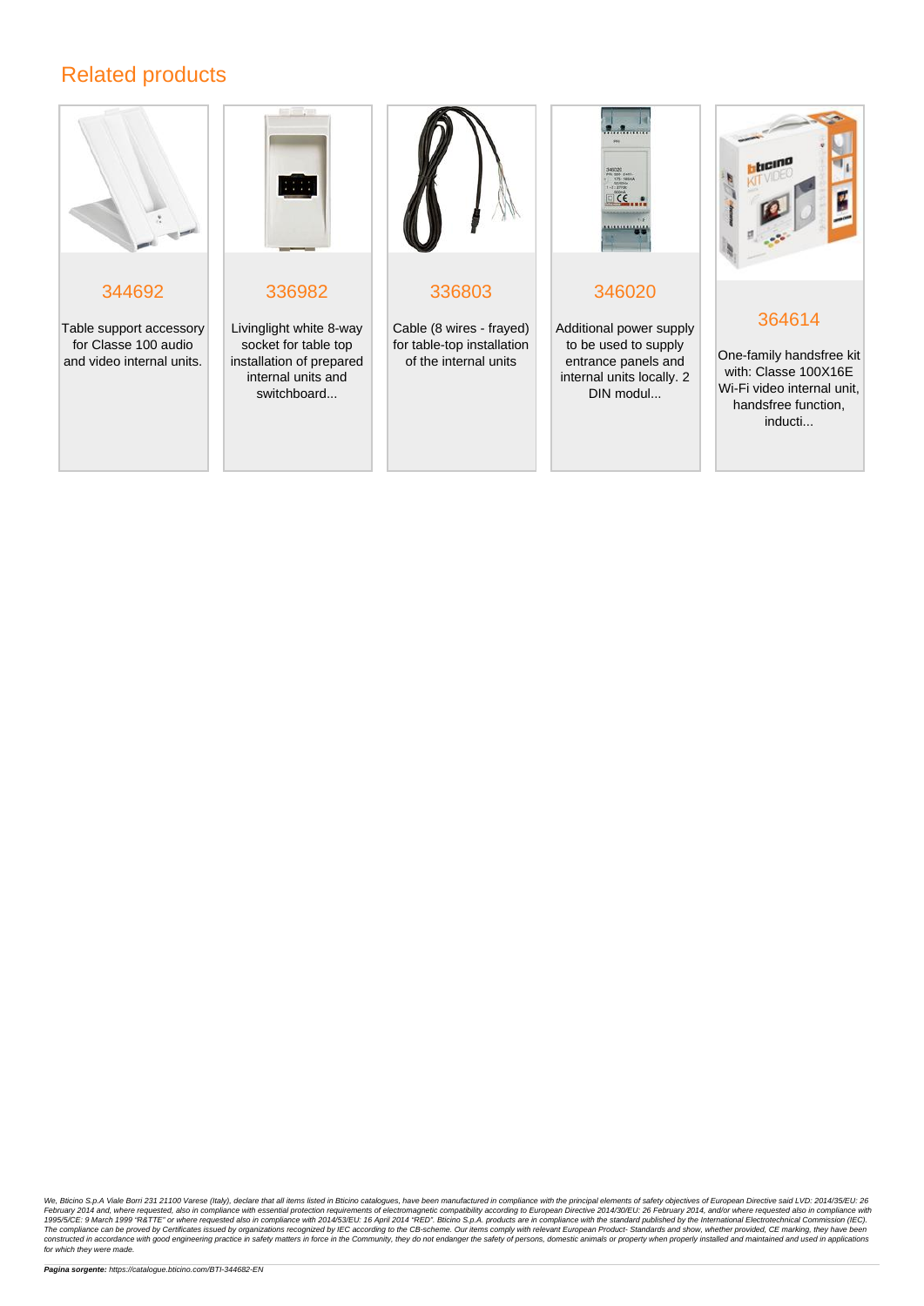## Related products

**344692**

Table support accessory for Classe 100 audio and video internal units.

**336982**

Livinglight white 8-way socket for table top installation of prepared internal units and switchboard...

**336803**

Cable (8 wires - frayed) for table-top installation of the internal units

**346020**

Additional power supply to be used to supply entrance panels and internal units locally. 2 DIN modul...

**364614**

One-family handsfree kit with: Classe 100X16E Wi-Fi video internal unit, handsfree function, inducti...

*We, Bticino S.p.A Viale Borri 231 21100 Varese (Italy), declare that all items listed in Bticino catalogues, have been manufactured in compliance with the principal elements of safety objectives of European Directive said LVD: 2014/35/EU: 26 February 2014 and, where requested, also in compliance with essential protection requirements of electromagnetic compatibility according to European Directive 2014/30/EU: 26 February 2014, and/or where requested also in compliance with 1995/5/CE: 9 March 1999 "R&TTE" or where requested also in compliance with 2014/53/EU: 16 April 2014 "RED". Bticino S.p.A. products are in compliance with the standard published by the International Electrotechnical Commission (IEC). The compliance can be proved by Certificates issued by organizations recognized by IEC according to the CB-scheme. Our items comply with relevant European Product- Standards and show, whether provided, CE marking, they have been constructed in accordance with good engineering practice in safety matters in force in the Community, they do not endanger the safety of persons, domestic animals or property when properly installed and maintained and used in applications for which they were made.*

**Pagina sorgente:** https://catalogue.bticino.com/BTI-344682-EN